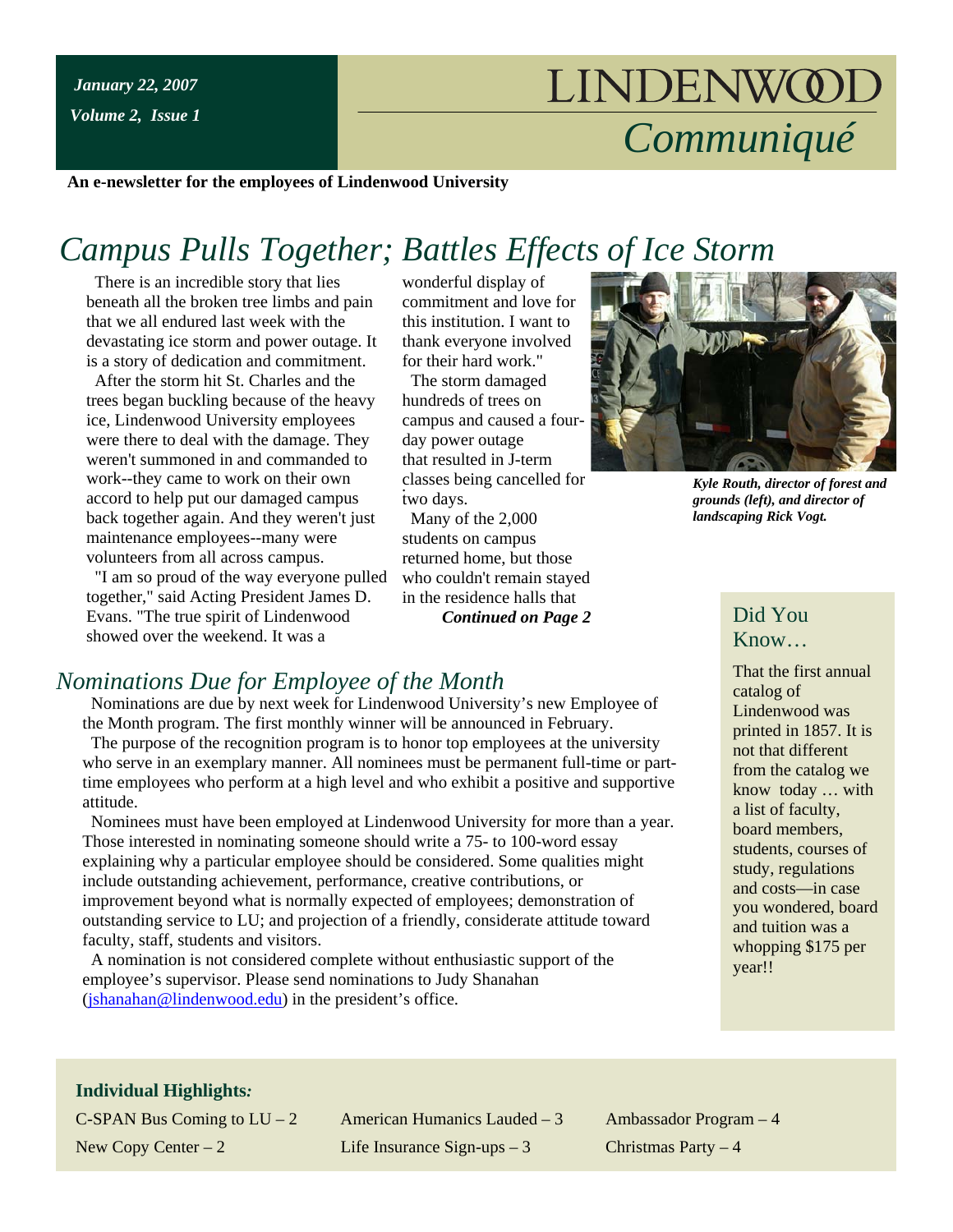*January 22, 2007*

*Volume 2, Issue 1*

# LINDENWOOD *Communiqué*

**An e-newsletter for the employees of Lindenwood University**

## *Campus Pulls Together; Battles Effects of Ice Storm*

There is an incredible story that lies beneath all the broken tree limbs and pain that we all endured last week with the devastating ice storm and power outage. It is a story of dedication and commitment.

After the storm hit St. Charles and the trees began buckling because of the heavy ice, Lindenwood University employees were there to deal with the damage. They weren't summoned in and commanded to work--they came to work on their own accord to help put our damaged campus back together again. And they weren't just maintenance employees--many were volunteers from all across campus.

"I am so proud of the way everyone pulled together," said Acting President James D. Evans. "The true spirit of Lindenwood showed over the weekend. It was a wonderful display of commitment and love for this institution. I want to thank everyone involved for their hard work."

The storm damaged hundreds of trees on campus and caused a four-day power outage that resulted in J-term classes being cancelled for two days.

Many of the 2,000 students on campus returned home, but those who couldn't remain stayed in the residence halls that

***Continued on Page 2***

***Kyle Routh, director of forest and grounds (left), and director of landscaping Rick Vogt.***

## *Nominations Due for Employee of the Month*

Nominations are due by next week for Lindenwood University's new Employee of the Month program. The first monthly winner will be announced in February.

The purpose of the recognition program is to honor top employees at the university who serve in an exemplary manner. All nominees must be permanent full-time or part-time employees who perform at a high level and who exhibit a positive and supportive attitude.

Nominees must have been employed at Lindenwood University for more than a year. Those interested in nominating someone should write a 75- to 100-word essay explaining why a particular employee should be considered. Some qualities might include outstanding achievement, performance, creative contributions, or improvement beyond what is normally expected of employees; demonstration of outstanding service to LU; and projection of a friendly, considerate attitude toward faculty, staff, students and visitors.

A nomination is not considered complete without enthusiastic support of the employee's supervisor. Please send nominations to Judy Shanahan (jshanahan@lindenwood.edu) in the president's office.

### Did You Know…

That the first annual catalog of Lindenwood was printed in 1857. It is not that different from the catalog we know today … with a list of faculty, board members, students, courses of study, regulations and costs—in case you wondered, board and tuition was a whopping $175 per year!!

### **Individual Highlights*:***

- C-SPAN Bus Coming to LU – 2
- New Copy Center – 2
- American Humanics Lauded – 3
- Life Insurance Sign-ups – 3
- Ambassador Program – 4
- Christmas Party – 4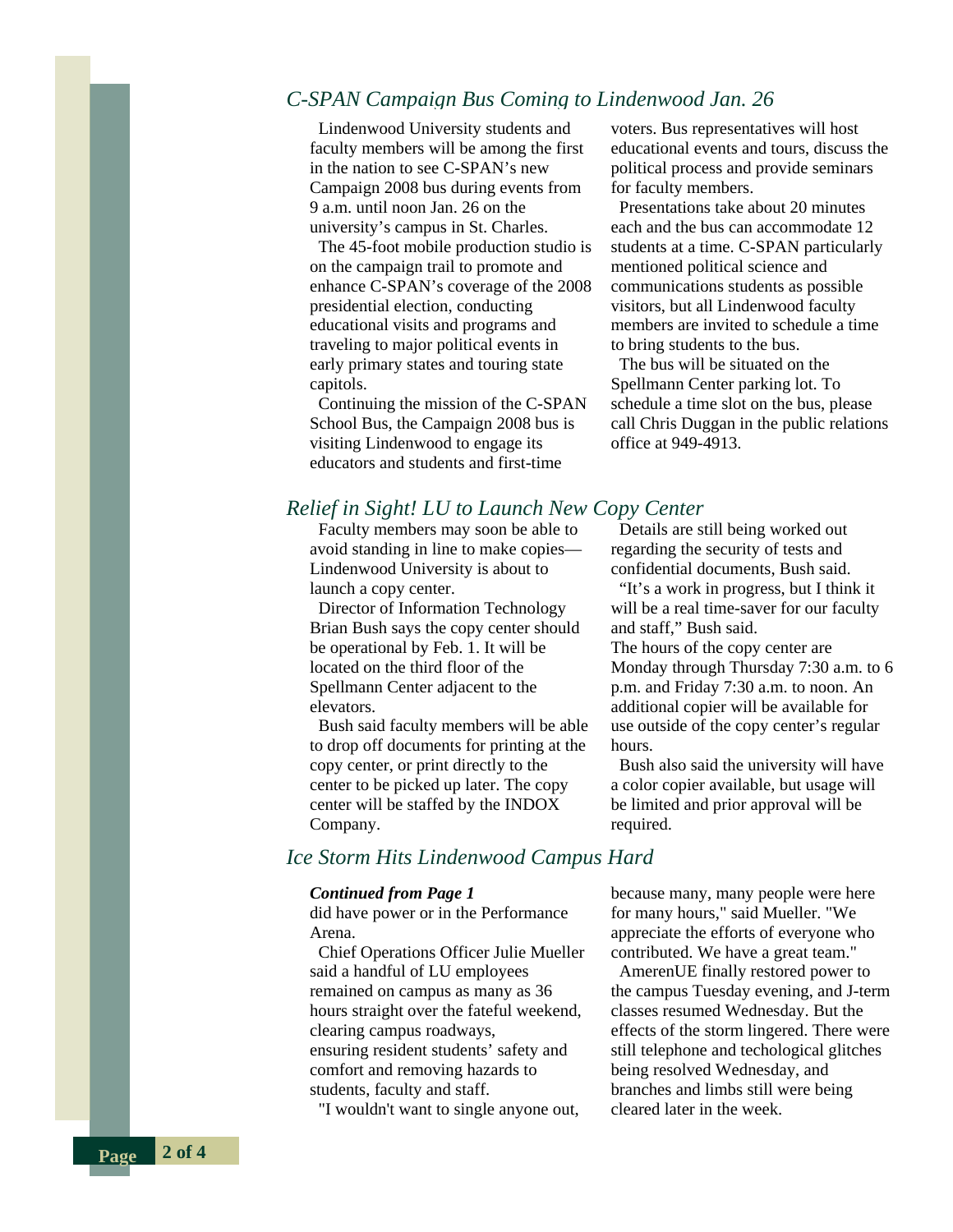## C-SPAN Campaign Bus Coming to Lindenwood Jan. 26

Lindenwood University students and faculty members will be among the first in the nation to see C-SPAN's new Campaign 2008 bus during events from 9 a.m. until noon Jan. 26 on the university's campus in St. Charles.

The 45-foot mobile production studio is on the campaign trail to promote and enhance C-SPAN's coverage of the 2008 presidential election, conducting educational visits and programs and traveling to major political events in early primary states and touring state capitols.

Continuing the mission of the C-SPAN School Bus, the Campaign 2008 bus is visiting Lindenwood to engage its educators and students and first-time voters. Bus representatives will host educational events and tours, discuss the political process and provide seminars for faculty members.

Presentations take about 20 minutes each and the bus can accommodate 12 students at a time. C-SPAN particularly mentioned political science and communications students as possible visitors, but all Lindenwood faculty members are invited to schedule a time to bring students to the bus.

The bus will be situated on the Spellmann Center parking lot. To schedule a time slot on the bus, please call Chris Duggan in the public relations office at 949-4913.

## Relief in Sight! LU to Launch New Copy Center

Faculty members may soon be able to avoid standing in line to make copies—Lindenwood University is about to launch a copy center.

Director of Information Technology Brian Bush says the copy center should be operational by Feb. 1. It will be located on the third floor of the Spellmann Center adjacent to the elevators.

Bush said faculty members will be able to drop off documents for printing at the copy center, or print directly to the center to be picked up later. The copy center will be staffed by the INDOX Company.

Details are still being worked out regarding the security of tests and confidential documents, Bush said.

"It's a work in progress, but I think it will be a real time-saver for our faculty and staff," Bush said.

The hours of the copy center are Monday through Thursday 7:30 a.m. to 6 p.m. and Friday 7:30 a.m. to noon. An additional copier will be available for use outside of the copy center's regular hours.

Bush also said the university will have a color copier available, but usage will be limited and prior approval will be required.

## Ice Storm Hits Lindenwood Campus Hard

***Continued from Page 1***

did have power or in the Performance Arena.

Chief Operations Officer Julie Mueller said a handful of LU employees remained on campus as many as 36 hours straight over the fateful weekend, clearing campus roadways, ensuring resident students' safety and comfort and removing hazards to students, faculty and staff.

"I wouldn't want to single anyone out, because many, many people were here for many hours," said Mueller. "We appreciate the efforts of everyone who contributed. We have a great team."

AmerenUE finally restored power to the campus Tuesday evening, and J-term classes resumed Wednesday. But the effects of the storm lingered. There were still telephone and techological glitches being resolved Wednesday, and branches and limbs still were being cleared later in the week.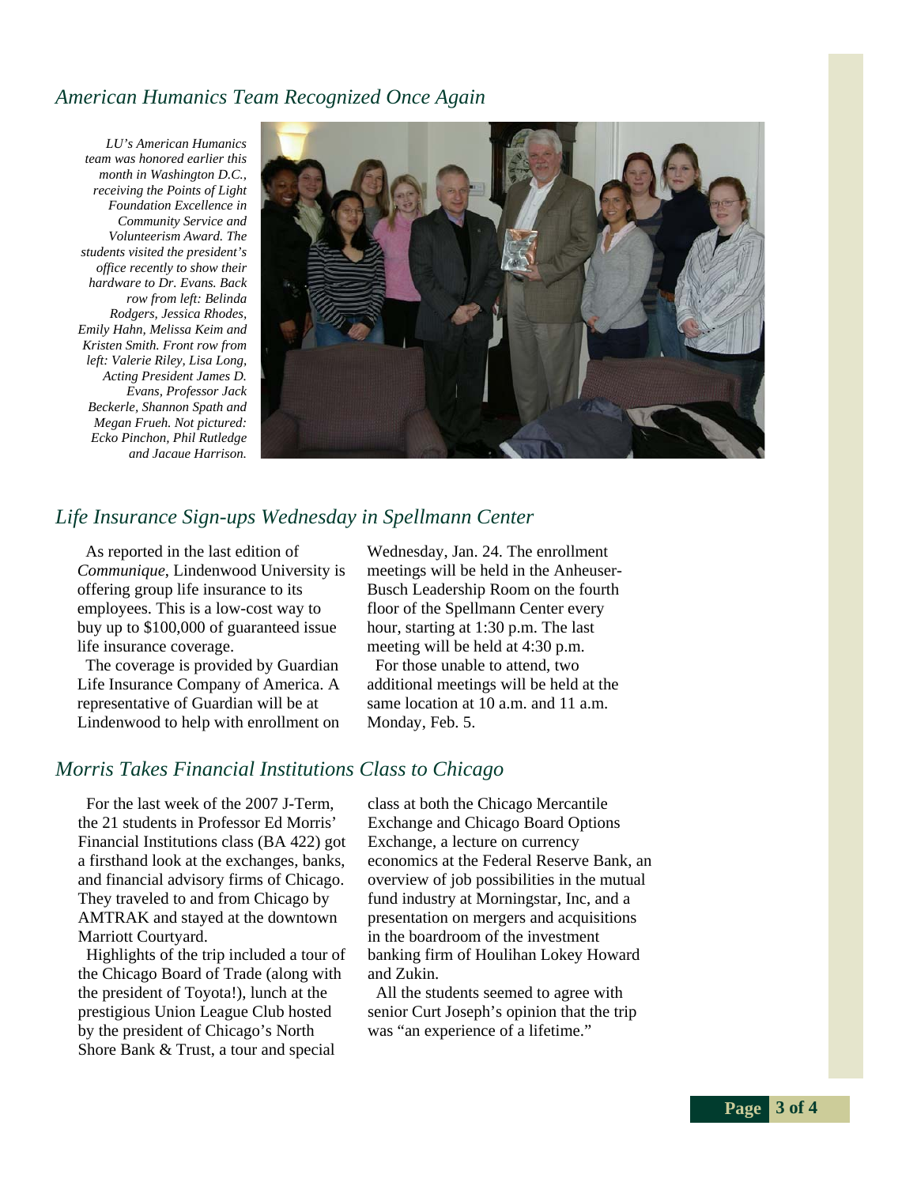## *American Humanics Team Recognized Once Again*

*LU's American Humanics team was honored earlier this month in Washington D.C., receiving the Points of Light Foundation Excellence in Community Service and Volunteerism Award. The students visited the president's office recently to show their hardware to Dr. Evans. Back row from left: Belinda Rodgers, Jessica Rhodes, Emily Hahn, Melissa Keim and Kristen Smith. Front row from left: Valerie Riley, Lisa Long, Acting President James D. Evans, Professor Jack Beckerle, Shannon Spath and Megan Frueh. Not pictured: Ecko Pinchon, Phil Rutledge and Jacaue Harrison.*

## *Life Insurance Sign-ups Wednesday in Spellmann Center*

As reported in the last edition of *Communique*, Lindenwood University is offering group life insurance to its employees. This is a low-cost way to buy up to $100,000 of guaranteed issue life insurance coverage.

The coverage is provided by Guardian Life Insurance Company of America. A representative of Guardian will be at Lindenwood to help with enrollment on Wednesday, Jan. 24. The enrollment meetings will be held in the Anheuser-Busch Leadership Room on the fourth floor of the Spellmann Center every hour, starting at 1:30 p.m. The last meeting will be held at 4:30 p.m.

For those unable to attend, two additional meetings will be held at the same location at 10 a.m. and 11 a.m. Monday, Feb. 5.

## *Morris Takes Financial Institutions Class to Chicago*

For the last week of the 2007 J-Term, the 21 students in Professor Ed Morris' Financial Institutions class (BA 422) got a firsthand look at the exchanges, banks, and financial advisory firms of Chicago. They traveled to and from Chicago by AMTRAK and stayed at the downtown Marriott Courtyard.

Highlights of the trip included a tour of the Chicago Board of Trade (along with the president of Toyota!), lunch at the prestigious Union League Club hosted by the president of Chicago's North Shore Bank & Trust, a tour and special class at both the Chicago Mercantile Exchange and Chicago Board Options Exchange, a lecture on currency economics at the Federal Reserve Bank, an overview of job possibilities in the mutual fund industry at Morningstar, Inc, and a presentation on mergers and acquisitions in the boardroom of the investment banking firm of Houlihan Lokey Howard and Zukin.

All the students seemed to agree with senior Curt Joseph's opinion that the trip was "an experience of a lifetime."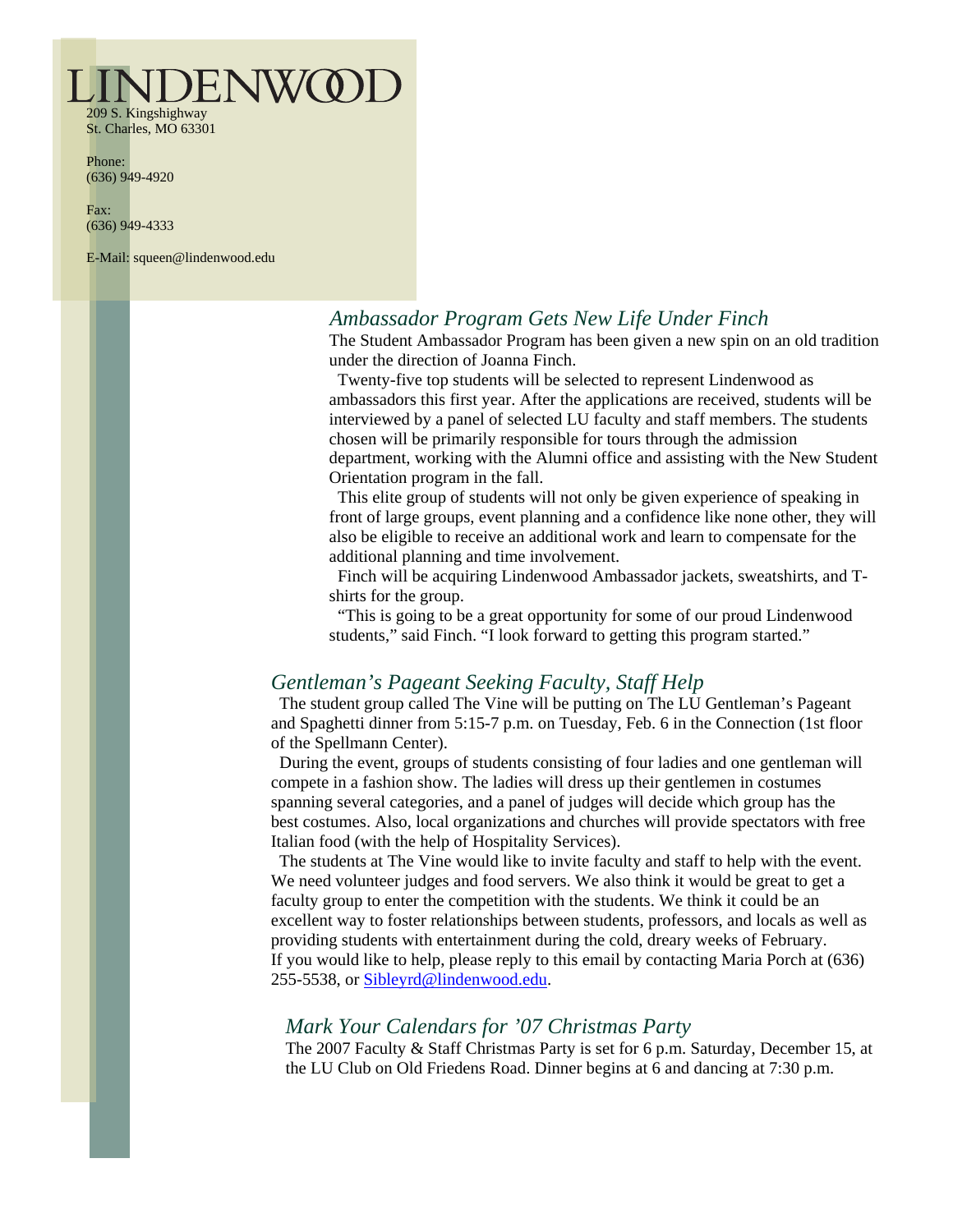LINDENWOOD

209 S. Kingshighway
St. Charles, MO 63301

Phone:
(636) 949-4920

Fax:
(636) 949-4333

E-Mail: squeen@lindenwood.edu

## *Ambassador Program Gets New Life Under Finch*

The Student Ambassador Program has been given a new spin on an old tradition under the direction of Joanna Finch.

Twenty-five top students will be selected to represent Lindenwood as ambassadors this first year. After the applications are received, students will be interviewed by a panel of selected LU faculty and staff members. The students chosen will be primarily responsible for tours through the admission department, working with the Alumni office and assisting with the New Student Orientation program in the fall.

This elite group of students will not only be given experience of speaking in front of large groups, event planning and a confidence like none other, they will also be eligible to receive an additional work and learn to compensate for the additional planning and time involvement.

Finch will be acquiring Lindenwood Ambassador jackets, sweatshirts, and T-shirts for the group.

"This is going to be a great opportunity for some of our proud Lindenwood students," said Finch. "I look forward to getting this program started."

## *Gentleman's Pageant Seeking Faculty, Staff Help*

The student group called The Vine will be putting on The LU Gentleman's Pageant and Spaghetti dinner from 5:15-7 p.m. on Tuesday, Feb. 6 in the Connection (1st floor of the Spellmann Center).

During the event, groups of students consisting of four ladies and one gentleman will compete in a fashion show. The ladies will dress up their gentlemen in costumes spanning several categories, and a panel of judges will decide which group has the best costumes. Also, local organizations and churches will provide spectators with free Italian food (with the help of Hospitality Services).

The students at The Vine would like to invite faculty and staff to help with the event. We need volunteer judges and food servers. We also think it would be great to get a faculty group to enter the competition with the students. We think it could be an excellent way to foster relationships between students, professors, and locals as well as providing students with entertainment during the cold, dreary weeks of February.
If you would like to help, please reply to this email by contacting Maria Porch at (636) 255-5538, or Sibleyrd@lindenwood.edu.

## *Mark Your Calendars for '07 Christmas Party*

The 2007 Faculty & Staff Christmas Party is set for 6 p.m. Saturday, December 15, at the LU Club on Old Friedens Road. Dinner begins at 6 and dancing at 7:30 p.m.